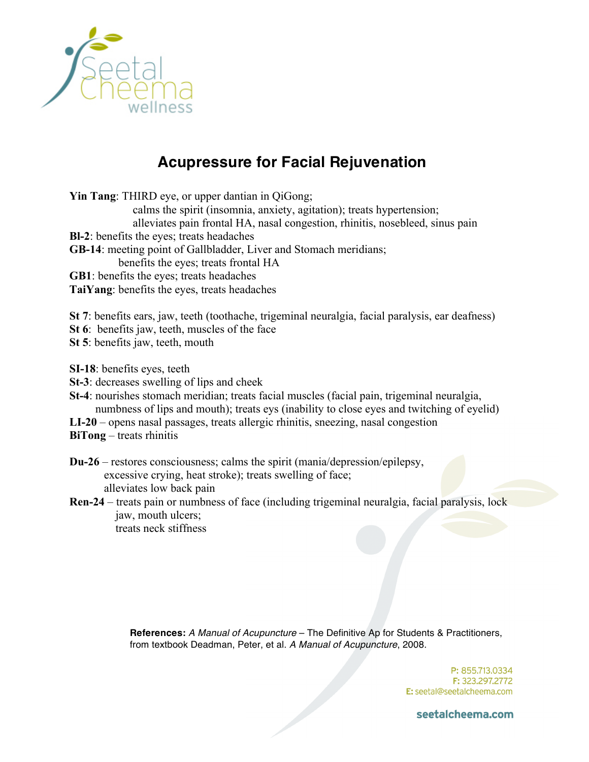Seetal Cheema wellness

# Acupressure for Facial Rejuvenation

**Yin Tang**: THIRD eye, or upper dantian in QiGong;
calms the spirit (insomnia, anxiety, agitation); treats hypertension;
alleviates pain frontal HA, nasal congestion, rhinitis, nosebleed, sinus pain

**Bl-2**: benefits the eyes; treats headaches

**GB-14**: meeting point of Gallbladder, Liver and Stomach meridians;
benefits the eyes; treats frontal HA

**GB1**: benefits the eyes; treats headaches

**TaiYang**: benefits the eyes, treats headaches

**St 7**: benefits ears, jaw, teeth (toothache, trigeminal neuralgia, facial paralysis, ear deafness)

**St 6**: benefits jaw, teeth, muscles of the face

**St 5**: benefits jaw, teeth, mouth

**SI-18**: benefits eyes, teeth

**St-3**: decreases swelling of lips and cheek

**St-4**: nourishes stomach meridian; treats facial muscles (facial pain, trigeminal neuralgia, numbness of lips and mouth); treats eys (inability to close eyes and twitching of eyelid)

**LI-20** – opens nasal passages, treats allergic rhinitis, sneezing, nasal congestion

**BiTong** – treats rhinitis

**Du-26** – restores consciousness; calms the spirit (mania/depression/epilepsy, excessive crying, heat stroke); treats swelling of face;
alleviates low back pain

**Ren-24** – treats pain or numbness of face (including trigeminal neuralgia, facial paralysis, lock jaw, mouth ulcers;
treats neck stiffness

**References:** *A Manual of Acupuncture* – The Definitive Ap for Students & Practitioners, from textbook Deadman, Peter, et al. *A Manual of Acupuncture*, 2008.

P: 855.713.0334
F: 323.297.2772
E: seetal@seetalcheema.com

seetalcheema.com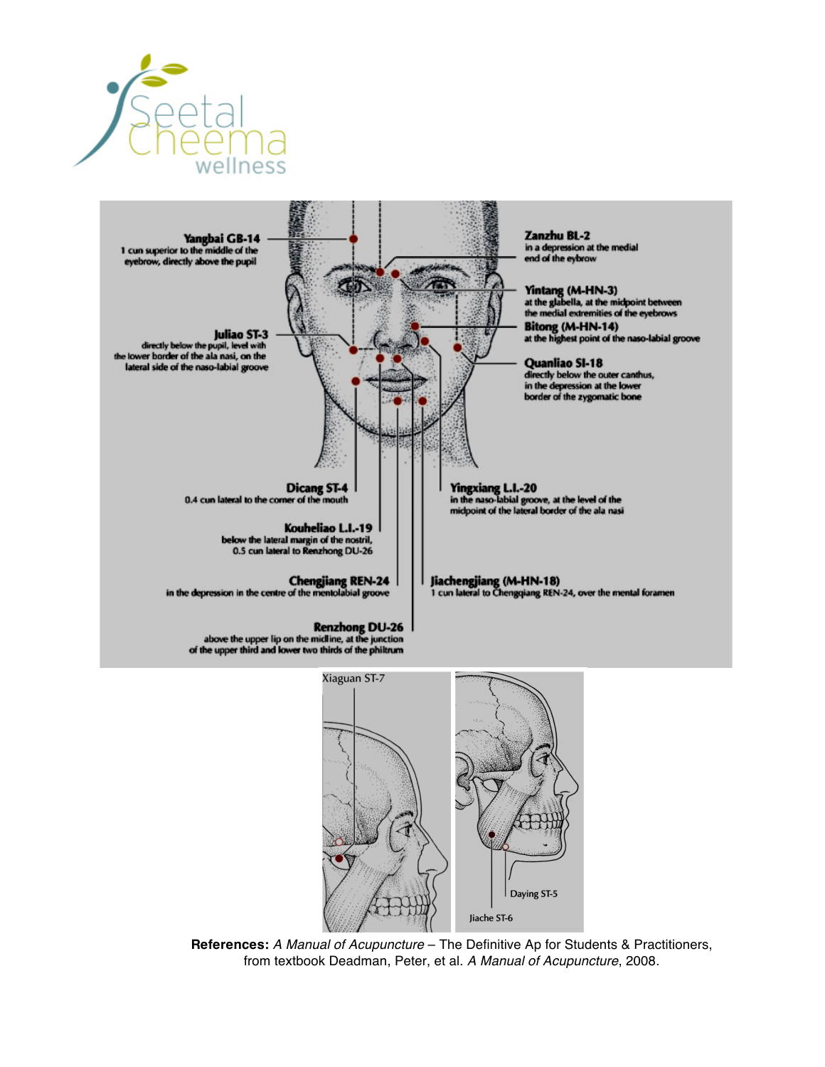Yangbai GB-14
1 cun superior to the middle of the eyebrow, directly above the pupil

Zanzhu BL-2
in a depression at the medial end of the eybrow

Yintang (M-HN-3)
at the glabella, at the midpoint between the medial extremities of the eyebrows

Bitong (M-HN-14)
at the highest point of the naso-labial groove

Juliao ST-3
directly below the pupil, level with the lower border of the ala nasi, on the lateral side of the naso-labial groove

Quanliao SI-18
directly below the outer canthus, in the depression at the lower border of the zygomatic bone

Dicang ST-4
0.4 cun lateral to the corner of the mouth

Yingxiang L.I.-20
in the naso-labial groove, at the level of the midpoint of the lateral border of the ala nasi

Kouheliao L.I.-19
below the lateral margin of the nostril, 0.5 cun lateral to Renzhong DU-26

Chengjiang REN-24
in the depression in the centre of the mentolabial groove

Jiachengjiang (M-HN-18)
1 cun lateral to Chengqiang REN-24, over the mental foramen

Renzhong DU-26
above the upper lip on the midline, at the junction of the upper third and lower two thirds of the philtrum

Xiaguan ST-7

Daying ST-5

Jiache ST-6

**References:** *A Manual of Acupuncture* – The Definitive Ap for Students & Practitioners, from textbook Deadman, Peter, et al. *A Manual of Acupuncture*, 2008.